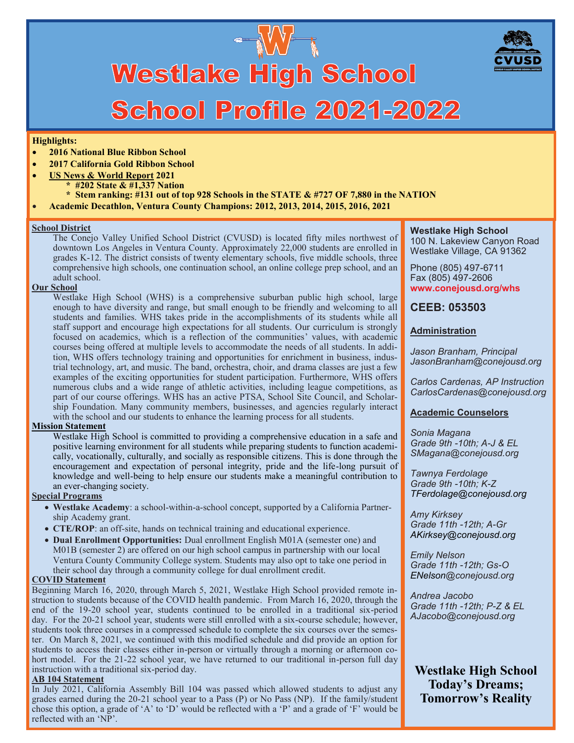# Westlake High School

# School Profile 2021-2022

**Highlights:**

- **2016 National Blue Ribbon School**
- **2017 California Gold Ribbon School**
- **US News & World Report 2021**
  - **\* #202 State & #1,337 Nation**
  - **\* Stem ranking: #131 out of top 928 Schools in the STATE & #727 OF 7,880 in the NATION**
- **Academic Decathlon, Ventura County Champions: 2012, 2013, 2014, 2015, 2016, 2021**

## School District

The Conejo Valley Unified School District (CVUSD) is located fifty miles northwest of downtown Los Angeles in Ventura County. Approximately 22,000 students are enrolled in grades K-12. The district consists of twenty elementary schools, five middle schools, three comprehensive high schools, one continuation school, an online college prep school, and an adult school.

## Our School

Westlake High School (WHS) is a comprehensive suburban public high school, large enough to have diversity and range, but small enough to be friendly and welcoming to all students and families. WHS takes pride in the accomplishments of its students while all staff support and encourage high expectations for all students. Our curriculum is strongly focused on academics, which is a reflection of the communities' values, with academic courses being offered at multiple levels to accommodate the needs of all students. In addition, WHS offers technology training and opportunities for enrichment in business, industrial technology, art, and music. The band, orchestra, choir, and drama classes are just a few examples of the exciting opportunities for student participation. Furthermore, WHS offers numerous clubs and a wide range of athletic activities, including league competitions, as part of our course offerings. WHS has an active PTSA, School Site Council, and Scholarship Foundation. Many community members, businesses, and agencies regularly interact with the school and our students to enhance the learning process for all students.

## Mission Statement

Westlake High School is committed to providing a comprehensive education in a safe and positive learning environment for all students while preparing students to function academically, vocationally, culturally, and socially as responsible citizens. This is done through the encouragement and expectation of personal integrity, pride and the life-long pursuit of knowledge and well-being to help ensure our students make a meaningful contribution to an ever-changing society.

## Special Programs

- **Westlake Academy**: a school-within-a-school concept, supported by a California Partnership Academy grant.
- **CTE/ROP**: an off-site, hands on technical training and educational experience.
- **Dual Enrollment Opportunities:** Dual enrollment English M01A (semester one) and M01B (semester 2) are offered on our high school campus in partnership with our local Ventura County Community College system. Students may also opt to take one period in their school day through a community college for dual enrollment credit.

## COVID Statement

Beginning March 16, 2020, through March 5, 2021, Westlake High School provided remote instruction to students because of the COVID health pandemic. From March 16, 2020, through the end of the 19-20 school year, students continued to be enrolled in a traditional six-period day. For the 20-21 school year, students were still enrolled with a six-course schedule; however, students took three courses in a compressed schedule to complete the six courses over the semester. On March 8, 2021, we continued with this modified schedule and did provide an option for students to access their classes either in-person or virtually through a morning or afternoon cohort model. For the 21-22 school year, we have returned to our traditional in-person full day instruction with a traditional six-period day.

## AB 104 Statement

In July 2021, California Assembly Bill 104 was passed which allowed students to adjust any grades earned during the 20-21 school year to a Pass (P) or No Pass (NP). If the family/student chose this option, a grade of 'A' to 'D' would be reflected with a 'P' and a grade of 'F' would be reflected with an 'NP'.

**Westlake High School**
100 N. Lakeview Canyon Road
Westlake Village, CA 91362

Phone (805) 497-6711
Fax (805) 497-2606
**www.conejousd.org/whs**

**CEEB: 053503**

### Administration

*Jason Branham, Principal*
*JasonBranham@conejousd.org*

*Carlos Cardenas, AP Instruction*
*CarlosCardenas@conejousd.org*

### Academic Counselors

*Sonia Magana*
*Grade 9th -10th; A-J & EL*
*SMagana@conejousd.org*

*Tawnya Ferdolage*
*Grade 9th -10th; K-Z*
*TFerdolage@conejousd.org*

*Amy Kirksey*
*Grade 11th -12th; A-Gr*
*AKirksey@conejousd.org*

*Emily Nelson*
*Grade 11th -12th; Gs-O*
*ENelson@conejousd.org*

*Andrea Jacobo*
*Grade 11th -12th; P-Z & EL*
*AJacobo@conejousd.org*

**Westlake High School**
**Today's Dreams;**
**Tomorrow's Reality**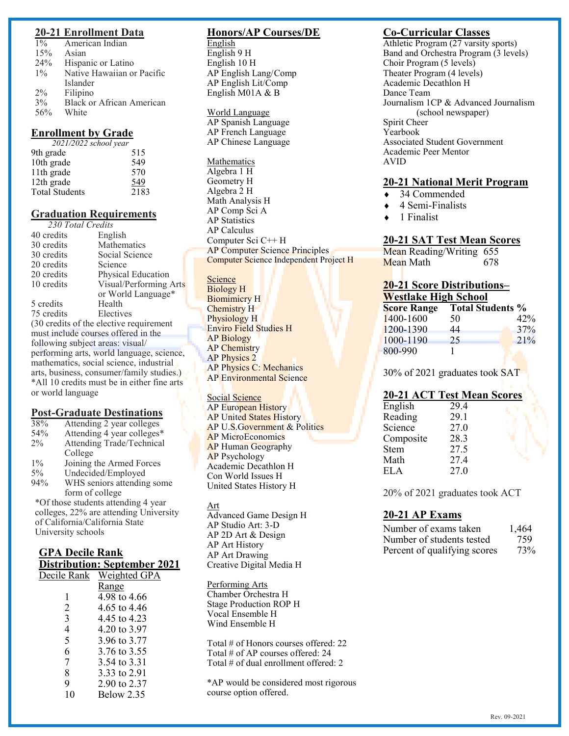## 20-21 Enrollment Data

| | |
|---|---|
| 1% | American Indian |
| 15% | Asian |
| 24% | Hispanic or Latino |
| 1% | Native Hawaiian or Pacific Islander |
| 2% | Filipino |
| 3% | Black or African American |
| 56% | White |

## Enrollment by Grade

*2021/2022 school year*

| | |
|---|---|
| 9th grade | 515 |
| 10th grade | 549 |
| 11th grade | 570 |
| 12th grade | 549 |
| Total Students | 2183 |

## Graduation Requirements

*230 Total Credits*

| | |
|---|---|
| 40 credits | English |
| 30 credits | Mathematics |
| 30 credits | Social Science |
| 20 credits | Science |
| 20 credits | Physical Education |
| 10 credits | Visual/Performing Arts or World Language* |
| 5 credits | Health |
| 75 credits | Electives |

(30 credits of the elective requirement must include courses offered in the following subject areas: visual/performing arts, world language, science, mathematics, social science, industrial arts, business, consumer/family studies.)
*All 10 credits must be in either fine arts or world language

## Post-Graduate Destinations

| | |
|---|---|
| 38% | Attending 2 year colleges |
| 54% | Attending 4 year colleges* |
| 2% | Attending Trade/Technical College |
| 1% | Joining the Armed Forces |
| 5% | Undecided/Employed |
| 94% | WHS seniors attending some form of college |

*Of those students attending 4 year colleges, 22% are attending University of California/California State University schools

## GPA Decile Rank Distribution: September 2021

| Decile Rank | Weighted GPA Range |
|---|---|
| 1 | 4.98 to 4.66 |
| 2 | 4.65 to 4.46 |
| 3 | 4.45 to 4.23 |
| 4 | 4.20 to 3.97 |
| 5 | 3.96 to 3.77 |
| 6 | 3.76 to 3.55 |
| 7 | 3.54 to 3.31 |
| 8 | 3.33 to 2.91 |
| 9 | 2.90 to 2.37 |
| 10 | Below 2.35 |

## Honors/AP Courses/DE

**English**
- English 9 H
- English 10 H
- AP English Lang/Comp
- AP English Lit/Comp
- English M01A & B

**World Language**
- AP Spanish Language
- AP French Language
- AP Chinese Language

**Mathematics**
- Algebra 1 H
- Geometry H
- Algebra 2 H
- Math Analysis H
- AP Comp Sci A
- AP Statistics
- AP Calculus
- Computer Sci C++ H
- AP Computer Science Principles
- Computer Science Independent Project H

**Science**
- Biology H
- Biomimicry H
- Chemistry H
- Physiology H
- Enviro Field Studies H
- AP Biology
- AP Chemistry
- AP Physics 2
- AP Physics C: Mechanics
- AP Environmental Science

**Social Science**
- AP European History
- AP United States History
- AP U.S.Government & Politics
- AP MicroEconomics
- AP Human Geography
- AP Psychology
- Academic Decathlon H
- Con World Issues H
- United States History H

**Art**
- Advanced Game Design H
- AP Studio Art: 3-D
- AP 2D Art & Design
- AP Art History
- AP Art Drawing
- Creative Digital Media H

**Performing Arts**
- Chamber Orchestra H
- Stage Production ROP H
- Vocal Ensemble H
- Wind Ensemble H

Total # of Honors courses offered: 22
Total # of AP courses offered: 24
Total # of dual enrollment offered: 2

*AP would be considered most rigorous course option offered.

## Co-Curricular Classes

- Athletic Program (27 varsity sports)
- Band and Orchestra Program (3 levels)
- Choir Program (5 levels)
- Theater Program (4 levels)
- Academic Decathlon H
- Dance Team
- Journalism 1CP & Advanced Journalism (school newspaper)
- Spirit Cheer
- Yearbook
- Associated Student Government
- Academic Peer Mentor
- AVID

## 20-21 National Merit Program

- 34 Commended
- 4 Semi-Finalists
- 1 Finalist

## 20-21 SAT Test Mean Scores

| | |
|---|---|
| Mean Reading/Writing | 655 |
| Mean Math | 678 |

## 20-21 Score Distributions– Westlake High School

| Score Range | Total Students | % |
|---|---|---|
| 1400-1600 | 50 | 42% |
| 1200-1390 | 44 | 37% |
| 1000-1190 | 25 | 21% |
| 800-990 | 1 | |

30% of 2021 graduates took SAT

## 20-21 ACT Test Mean Scores

| | |
|---|---|
| English | 29.4 |
| Reading | 29.1 |
| Science | 27.0 |
| Composite | 28.3 |
| Stem | 27.5 |
| Math | 27.4 |
| ELA | 27.0 |

20% of 2021 graduates took ACT

## 20-21 AP Exams

| | |
|---|---|
| Number of exams taken | 1,464 |
| Number of students tested | 759 |
| Percent of qualifying scores | 73% |

Rev. 09-2021